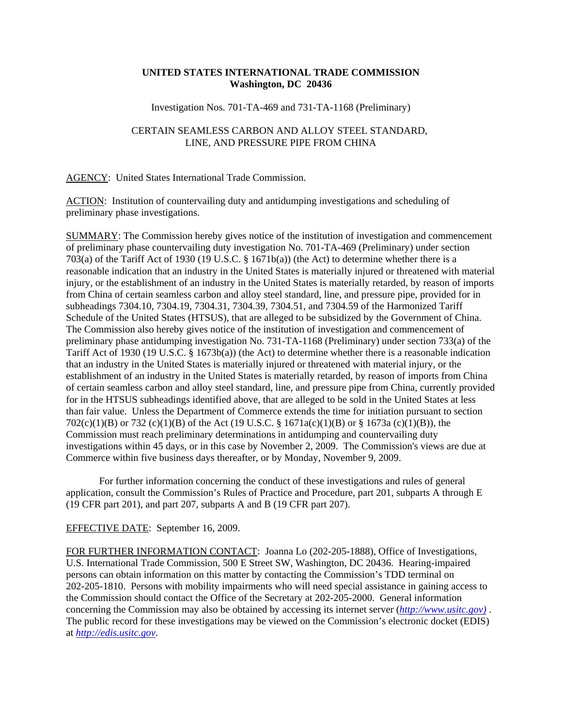**UNITED STATES INTERNATIONAL TRADE COMMISSION**
**Washington, DC 20436**

Investigation Nos. 701-TA-469 and 731-TA-1168 (Preliminary)

CERTAIN SEAMLESS CARBON AND ALLOY STEEL STANDARD, LINE, AND PRESSURE PIPE FROM CHINA

AGENCY: United States International Trade Commission.

ACTION: Institution of countervailing duty and antidumping investigations and scheduling of preliminary phase investigations.

SUMMARY: The Commission hereby gives notice of the institution of investigation and commencement of preliminary phase countervailing duty investigation No. 701-TA-469 (Preliminary) under section 703(a) of the Tariff Act of 1930 (19 U.S.C. § 1671b(a)) (the Act) to determine whether there is a reasonable indication that an industry in the United States is materially injured or threatened with material injury, or the establishment of an industry in the United States is materially retarded, by reason of imports from China of certain seamless carbon and alloy steel standard, line, and pressure pipe, provided for in subheadings 7304.10, 7304.19, 7304.31, 7304.39, 7304.51, and 7304.59 of the Harmonized Tariff Schedule of the United States (HTSUS), that are alleged to be subsidized by the Government of China. The Commission also hereby gives notice of the institution of investigation and commencement of preliminary phase antidumping investigation No. 731-TA-1168 (Preliminary) under section 733(a) of the Tariff Act of 1930 (19 U.S.C. § 1673b(a)) (the Act) to determine whether there is a reasonable indication that an industry in the United States is materially injured or threatened with material injury, or the establishment of an industry in the United States is materially retarded, by reason of imports from China of certain seamless carbon and alloy steel standard, line, and pressure pipe from China, currently provided for in the HTSUS subheadings identified above, that are alleged to be sold in the United States at less than fair value. Unless the Department of Commerce extends the time for initiation pursuant to section 702(c)(1)(B) or 732 (c)(1)(B) of the Act (19 U.S.C. § 1671a(c)(1)(B) or § 1673a (c)(1)(B)), the Commission must reach preliminary determinations in antidumping and countervailing duty investigations within 45 days, or in this case by November 2, 2009. The Commission's views are due at Commerce within five business days thereafter, or by Monday, November 9, 2009.

For further information concerning the conduct of these investigations and rules of general application, consult the Commission's Rules of Practice and Procedure, part 201, subparts A through E (19 CFR part 201), and part 207, subparts A and B (19 CFR part 207).

EFFECTIVE DATE: September 16, 2009.

FOR FURTHER INFORMATION CONTACT: Joanna Lo (202-205-1888), Office of Investigations, U.S. International Trade Commission, 500 E Street SW, Washington, DC 20436. Hearing-impaired persons can obtain information on this matter by contacting the Commission's TDD terminal on 202-205-1810. Persons with mobility impairments who will need special assistance in gaining access to the Commission should contact the Office of the Secretary at 202-205-2000. General information concerning the Commission may also be obtained by accessing its internet server (*http://www.usitc.gov)* . The public record for these investigations may be viewed on the Commission's electronic docket (EDIS) at *http://edis.usitc.gov*.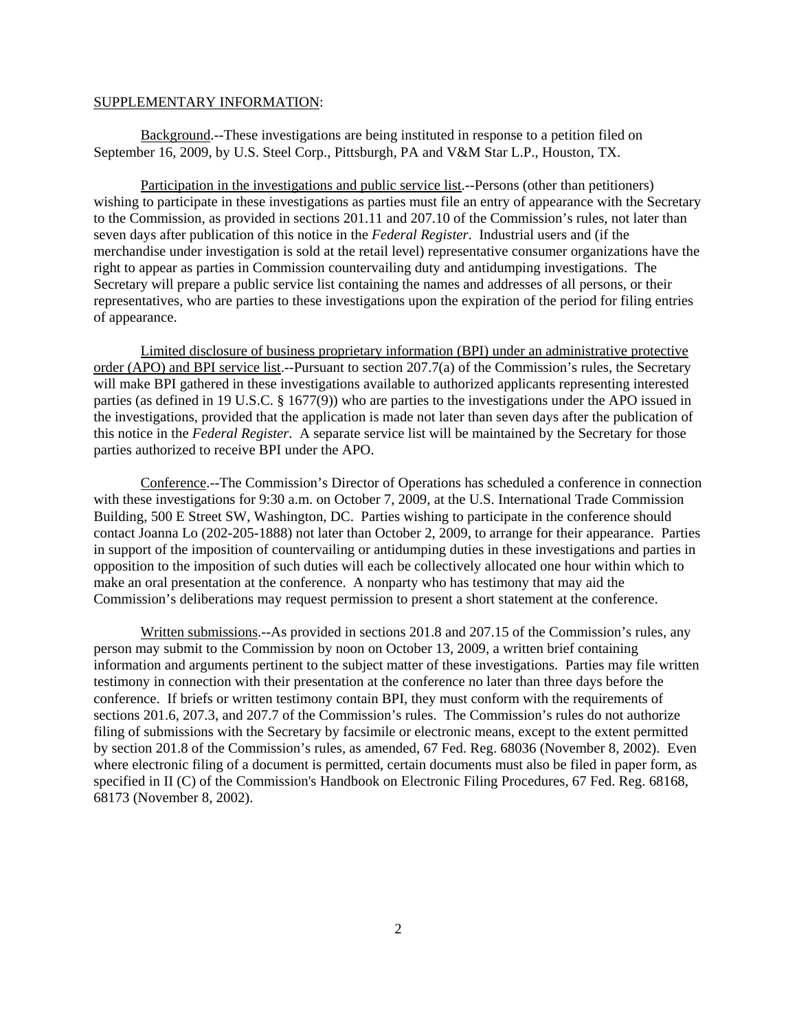SUPPLEMENTARY INFORMATION:

Background.--These investigations are being instituted in response to a petition filed on September 16, 2009, by U.S. Steel Corp., Pittsburgh, PA and V&M Star L.P., Houston, TX.

Participation in the investigations and public service list.--Persons (other than petitioners) wishing to participate in these investigations as parties must file an entry of appearance with the Secretary to the Commission, as provided in sections 201.11 and 207.10 of the Commission's rules, not later than seven days after publication of this notice in the *Federal Register*. Industrial users and (if the merchandise under investigation is sold at the retail level) representative consumer organizations have the right to appear as parties in Commission countervailing duty and antidumping investigations. The Secretary will prepare a public service list containing the names and addresses of all persons, or their representatives, who are parties to these investigations upon the expiration of the period for filing entries of appearance.

Limited disclosure of business proprietary information (BPI) under an administrative protective order (APO) and BPI service list.--Pursuant to section 207.7(a) of the Commission's rules, the Secretary will make BPI gathered in these investigations available to authorized applicants representing interested parties (as defined in 19 U.S.C. § 1677(9)) who are parties to the investigations under the APO issued in the investigations, provided that the application is made not later than seven days after the publication of this notice in the *Federal Register*. A separate service list will be maintained by the Secretary for those parties authorized to receive BPI under the APO.

Conference.--The Commission's Director of Operations has scheduled a conference in connection with these investigations for 9:30 a.m. on October 7, 2009, at the U.S. International Trade Commission Building, 500 E Street SW, Washington, DC. Parties wishing to participate in the conference should contact Joanna Lo (202-205-1888) not later than October 2, 2009, to arrange for their appearance. Parties in support of the imposition of countervailing or antidumping duties in these investigations and parties in opposition to the imposition of such duties will each be collectively allocated one hour within which to make an oral presentation at the conference. A nonparty who has testimony that may aid the Commission's deliberations may request permission to present a short statement at the conference.

Written submissions.--As provided in sections 201.8 and 207.15 of the Commission's rules, any person may submit to the Commission by noon on October 13, 2009, a written brief containing information and arguments pertinent to the subject matter of these investigations. Parties may file written testimony in connection with their presentation at the conference no later than three days before the conference. If briefs or written testimony contain BPI, they must conform with the requirements of sections 201.6, 207.3, and 207.7 of the Commission's rules. The Commission's rules do not authorize filing of submissions with the Secretary by facsimile or electronic means, except to the extent permitted by section 201.8 of the Commission's rules, as amended, 67 Fed. Reg. 68036 (November 8, 2002). Even where electronic filing of a document is permitted, certain documents must also be filed in paper form, as specified in II (C) of the Commission's Handbook on Electronic Filing Procedures, 67 Fed. Reg. 68168, 68173 (November 8, 2002).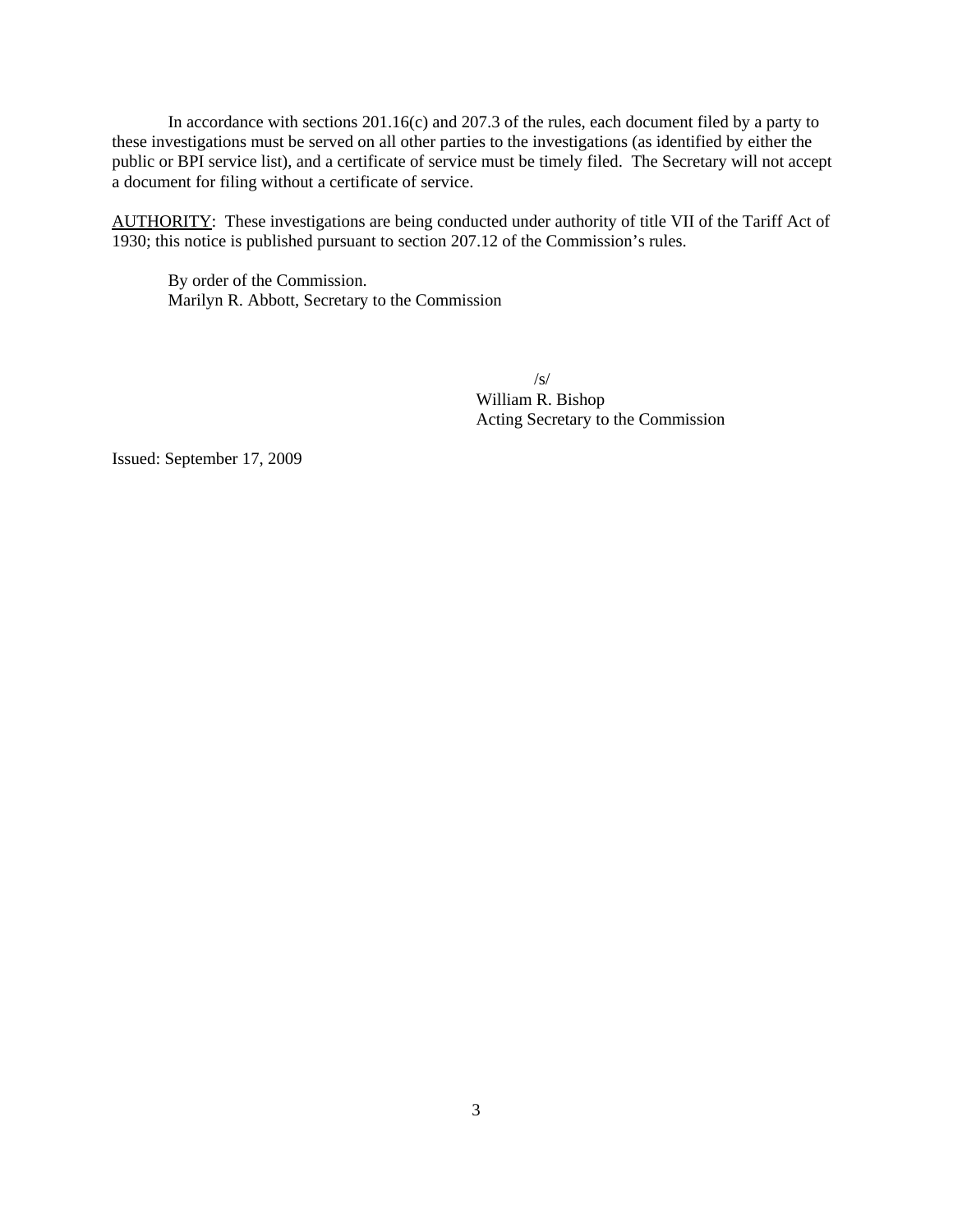In accordance with sections 201.16(c) and 207.3 of the rules, each document filed by a party to these investigations must be served on all other parties to the investigations (as identified by either the public or BPI service list), and a certificate of service must be timely filed. The Secretary will not accept a document for filing without a certificate of service.

<u>AUTHORITY</u>: These investigations are being conducted under authority of title VII of the Tariff Act of 1930; this notice is published pursuant to section 207.12 of the Commission's rules.

By order of the Commission.
Marilyn R. Abbott, Secretary to the Commission

/s/
William R. Bishop
Acting Secretary to the Commission

Issued: September 17, 2009